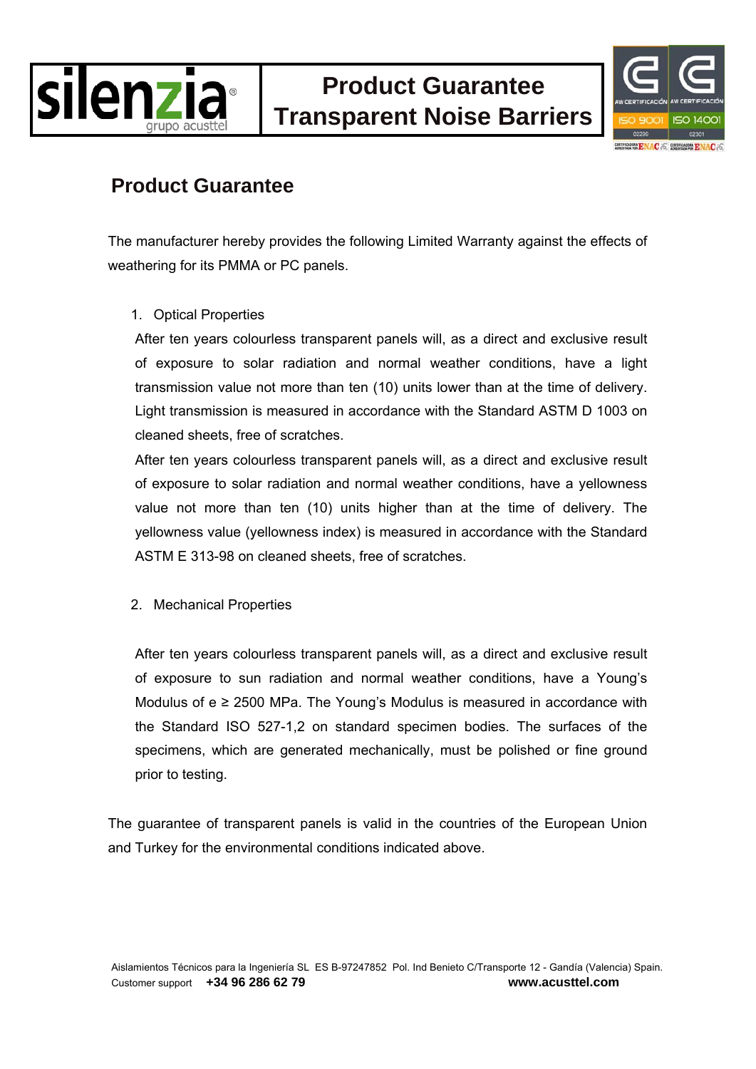# Product Guarantee Transparent Noise Barriers

## Product Guarantee

The manufacturer hereby provides the following Limited Warranty against the effects of weathering for its PMMA or PC panels.

1. Optical Properties

   After ten years colourless transparent panels will, as a direct and exclusive result of exposure to solar radiation and normal weather conditions, have a light transmission value not more than ten (10) units lower than at the time of delivery. Light transmission is measured in accordance with the Standard ASTM D 1003 on cleaned sheets, free of scratches.

   After ten years colourless transparent panels will, as a direct and exclusive result of exposure to solar radiation and normal weather conditions, have a yellowness value not more than ten (10) units higher than at the time of delivery. The yellowness value (yellowness index) is measured in accordance with the Standard ASTM E 313-98 on cleaned sheets, free of scratches.

2. Mechanical Properties

   After ten years colourless transparent panels will, as a direct and exclusive result of exposure to sun radiation and normal weather conditions, have a Young's Modulus of e ≥ 2500 MPa. The Young's Modulus is measured in accordance with the Standard ISO 527-1,2 on standard specimen bodies. The surfaces of the specimens, which are generated mechanically, must be polished or fine ground prior to testing.

The guarantee of transparent panels is valid in the countries of the European Union and Turkey for the environmental conditions indicated above.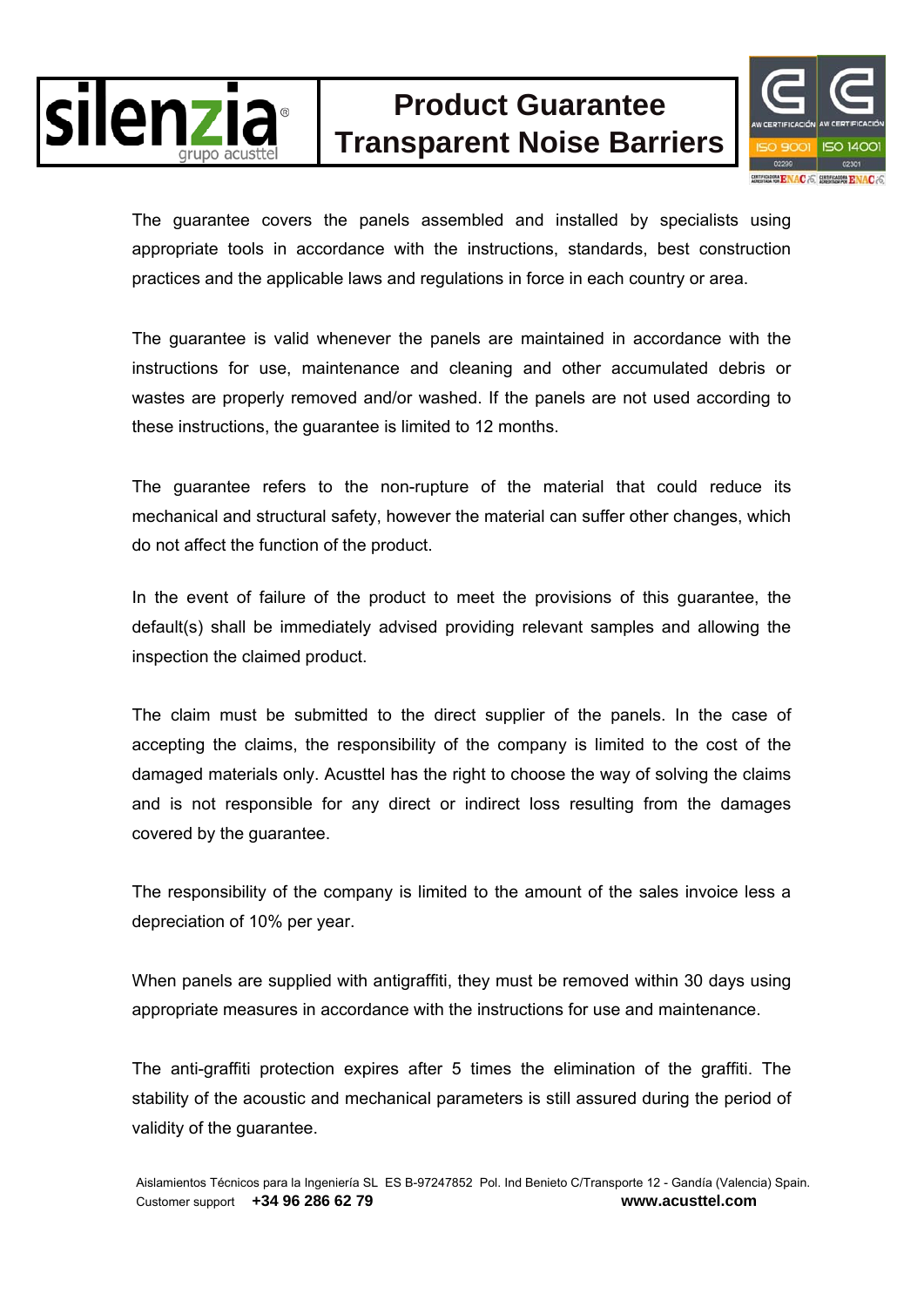The guarantee covers the panels assembled and installed by specialists using appropriate tools in accordance with the instructions, standards, best construction practices and the applicable laws and regulations in force in each country or area.

The guarantee is valid whenever the panels are maintained in accordance with the instructions for use, maintenance and cleaning and other accumulated debris or wastes are properly removed and/or washed. If the panels are not used according to these instructions, the guarantee is limited to 12 months.

The guarantee refers to the non-rupture of the material that could reduce its mechanical and structural safety, however the material can suffer other changes, which do not affect the function of the product.

In the event of failure of the product to meet the provisions of this guarantee, the default(s) shall be immediately advised providing relevant samples and allowing the inspection the claimed product.

The claim must be submitted to the direct supplier of the panels. In the case of accepting the claims, the responsibility of the company is limited to the cost of the damaged materials only. Acusttel has the right to choose the way of solving the claims and is not responsible for any direct or indirect loss resulting from the damages covered by the guarantee.

The responsibility of the company is limited to the amount of the sales invoice less a depreciation of 10% per year.

When panels are supplied with antigraffiti, they must be removed within 30 days using appropriate measures in accordance with the instructions for use and maintenance.

The anti-graffiti protection expires after 5 times the elimination of the graffiti. The stability of the acoustic and mechanical parameters is still assured during the period of validity of the guarantee.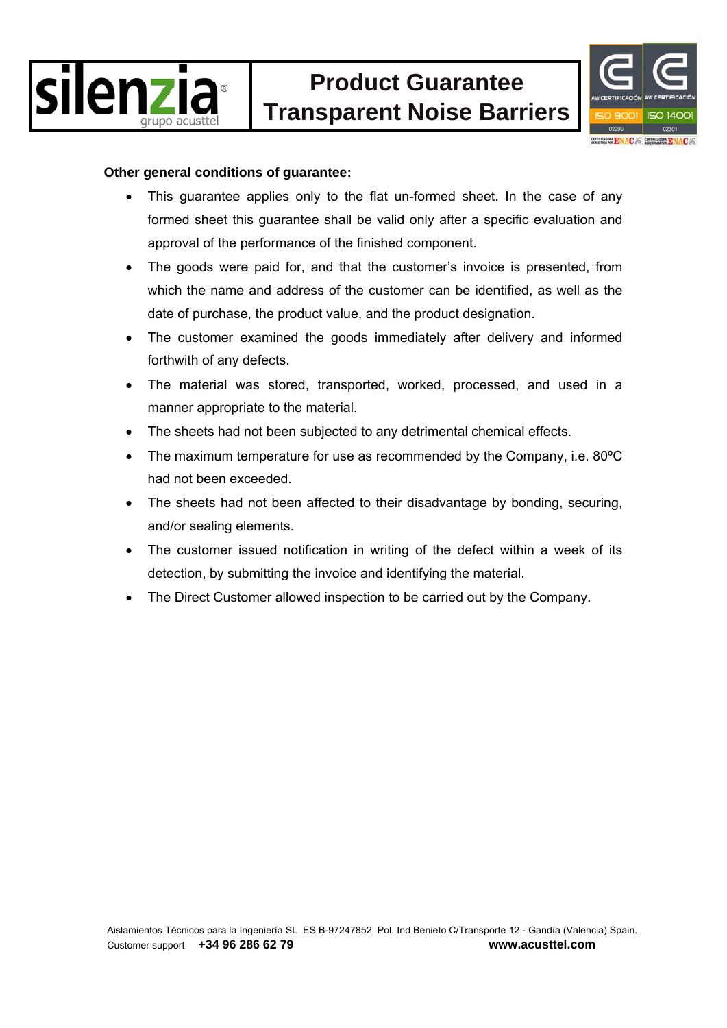**Other general conditions of guarantee:**

- This guarantee applies only to the flat un-formed sheet. In the case of any formed sheet this guarantee shall be valid only after a specific evaluation and approval of the performance of the finished component.
- The goods were paid for, and that the customer's invoice is presented, from which the name and address of the customer can be identified, as well as the date of purchase, the product value, and the product designation.
- The customer examined the goods immediately after delivery and informed forthwith of any defects.
- The material was stored, transported, worked, processed, and used in a manner appropriate to the material.
- The sheets had not been subjected to any detrimental chemical effects.
- The maximum temperature for use as recommended by the Company, i.e. 80ºC had not been exceeded.
- The sheets had not been affected to their disadvantage by bonding, securing, and/or sealing elements.
- The customer issued notification in writing of the defect within a week of its detection, by submitting the invoice and identifying the material.
- The Direct Customer allowed inspection to be carried out by the Company.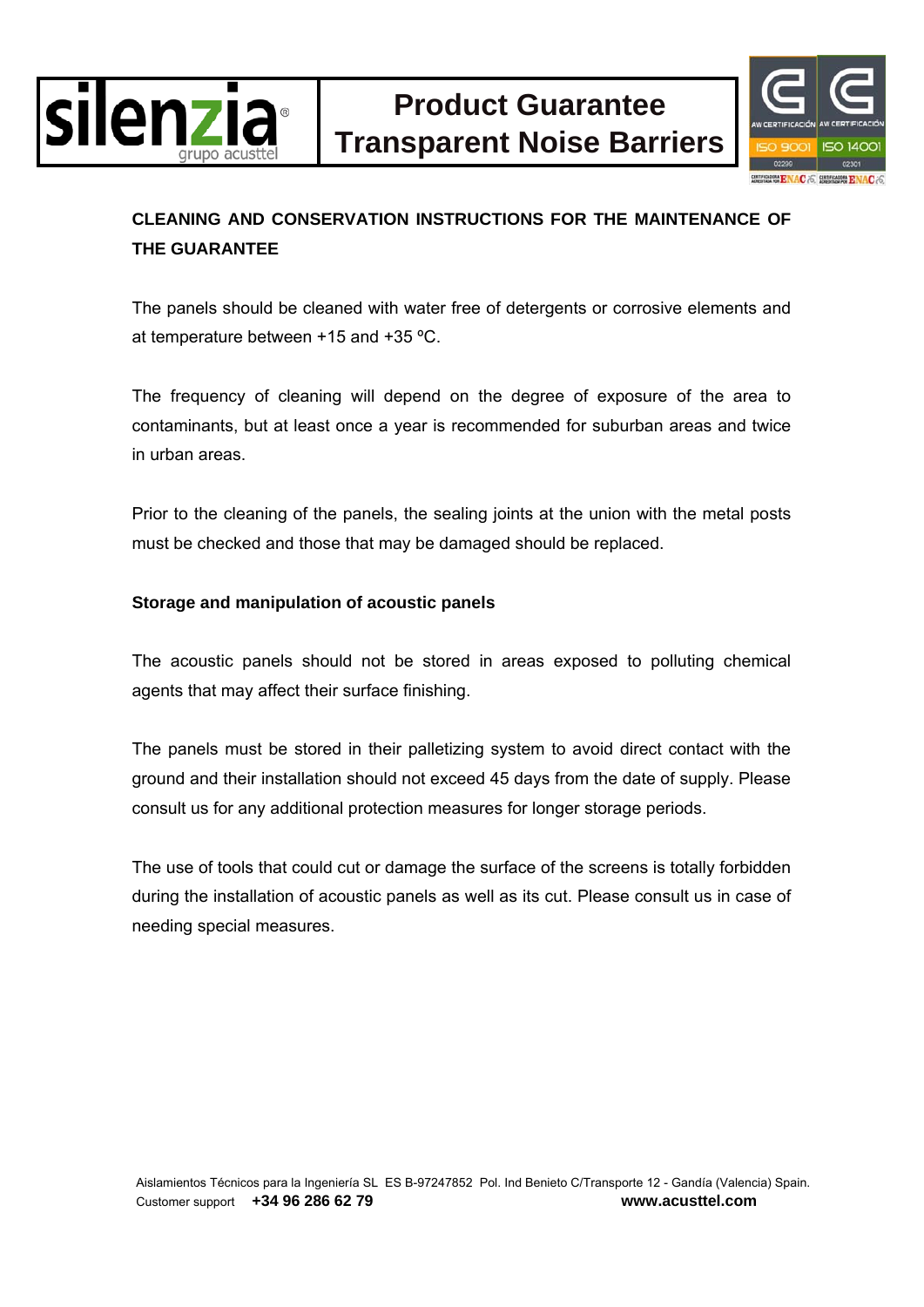**CLEANING AND CONSERVATION INSTRUCTIONS FOR THE MAINTENANCE OF THE GUARANTEE**

The panels should be cleaned with water free of detergents or corrosive elements and at temperature between +15 and +35 ºC.

The frequency of cleaning will depend on the degree of exposure of the area to contaminants, but at least once a year is recommended for suburban areas and twice in urban areas.

Prior to the cleaning of the panels, the sealing joints at the union with the metal posts must be checked and those that may be damaged should be replaced.

**Storage and manipulation of acoustic panels**

The acoustic panels should not be stored in areas exposed to polluting chemical agents that may affect their surface finishing.

The panels must be stored in their palletizing system to avoid direct contact with the ground and their installation should not exceed 45 days from the date of supply. Please consult us for any additional protection measures for longer storage periods.

The use of tools that could cut or damage the surface of the screens is totally forbidden during the installation of acoustic panels as well as its cut. Please consult us in case of needing special measures.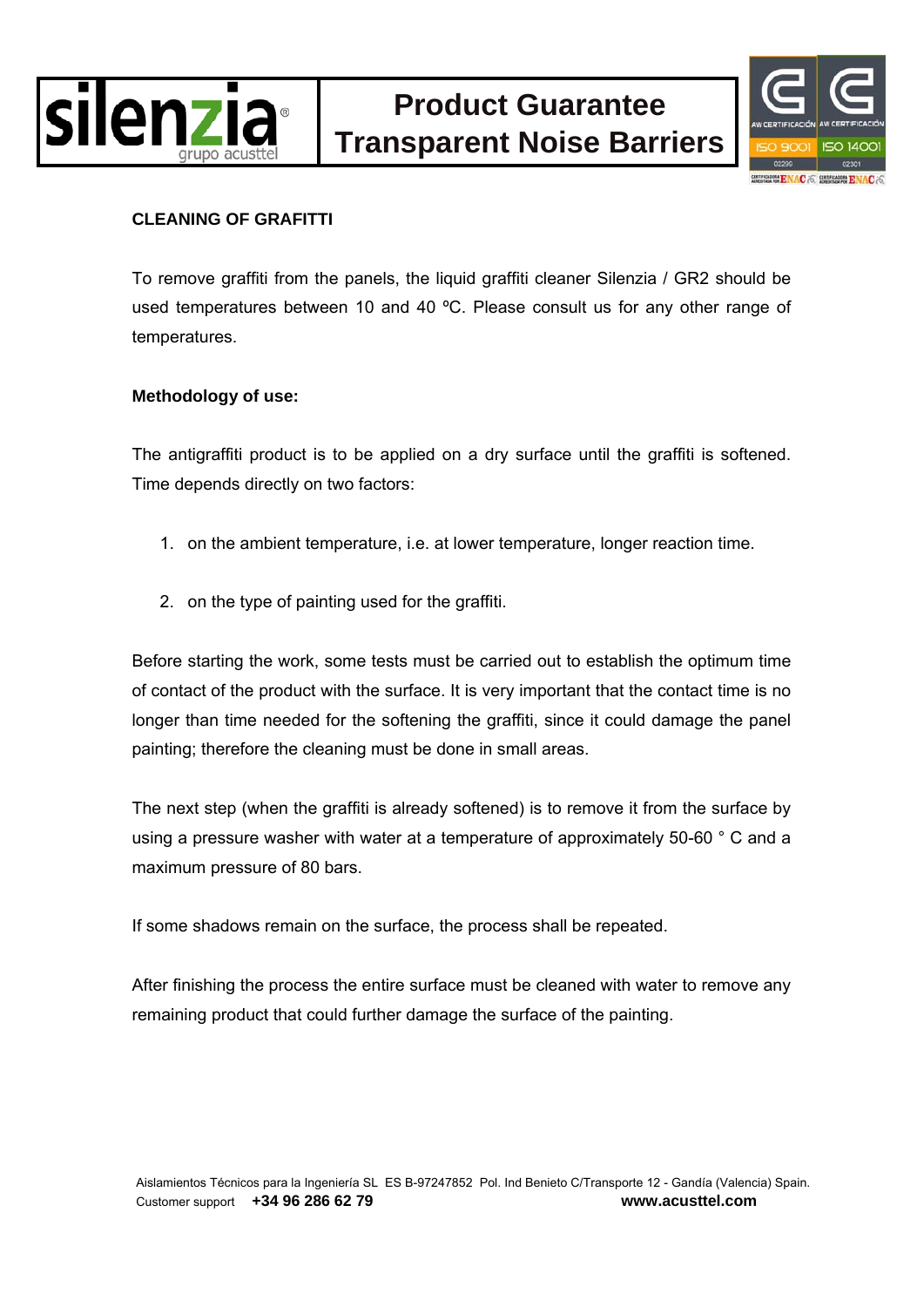## CLEANING OF GRAFITTI

To remove graffiti from the panels, the liquid graffiti cleaner Silenzia / GR2 should be used temperatures between 10 and 40 ºC. Please consult us for any other range of temperatures.

**Methodology of use:**

The antigraffiti product is to be applied on a dry surface until the graffiti is softened. Time depends directly on two factors:

1. on the ambient temperature, i.e. at lower temperature, longer reaction time.

2. on the type of painting used for the graffiti.

Before starting the work, some tests must be carried out to establish the optimum time of contact of the product with the surface. It is very important that the contact time is no longer than time needed for the softening the graffiti, since it could damage the panel painting; therefore the cleaning must be done in small areas.

The next step (when the graffiti is already softened) is to remove it from the surface by using a pressure washer with water at a temperature of approximately 50-60 ° C and a maximum pressure of 80 bars.

If some shadows remain on the surface, the process shall be repeated.

After finishing the process the entire surface must be cleaned with water to remove any remaining product that could further damage the surface of the painting.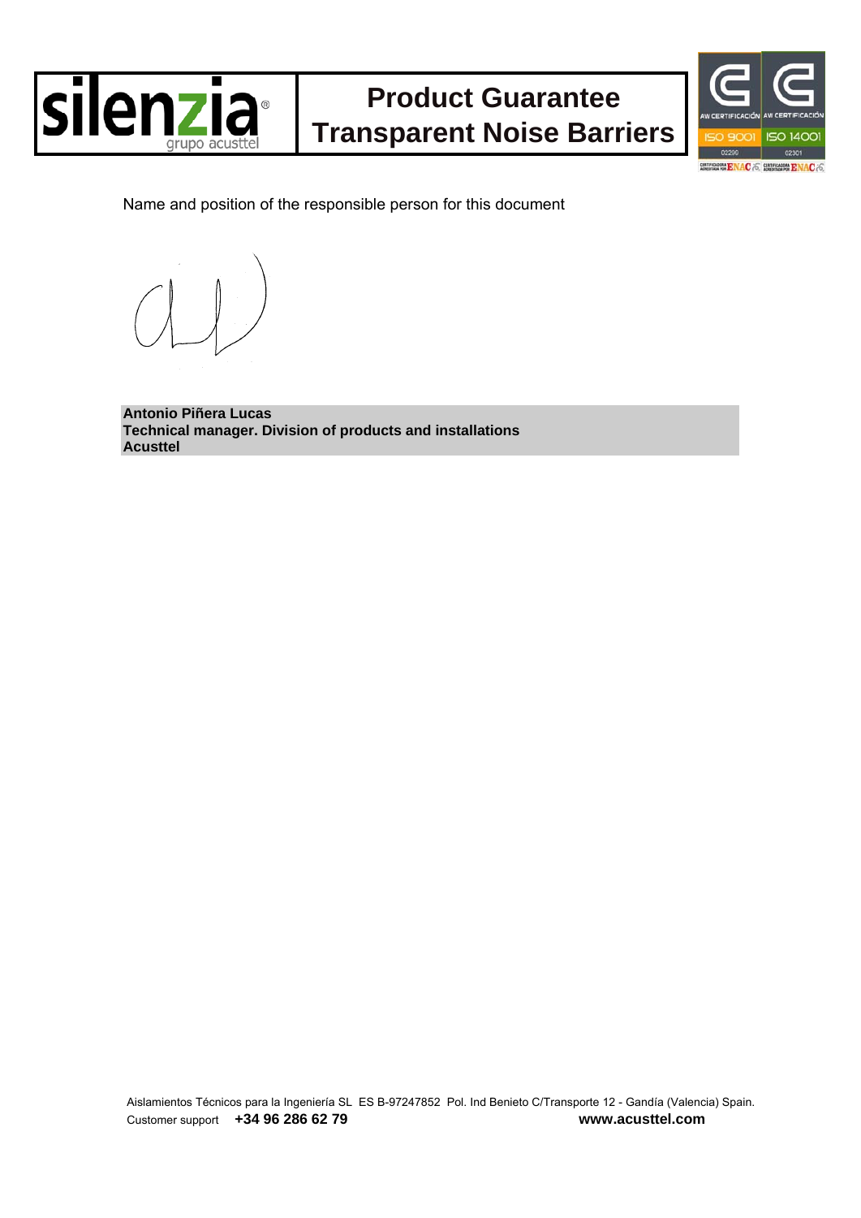Name and position of the responsible person for this document

**Antonio Piñera Lucas**
**Technical manager. Division of products and installations**
**Acusttel**